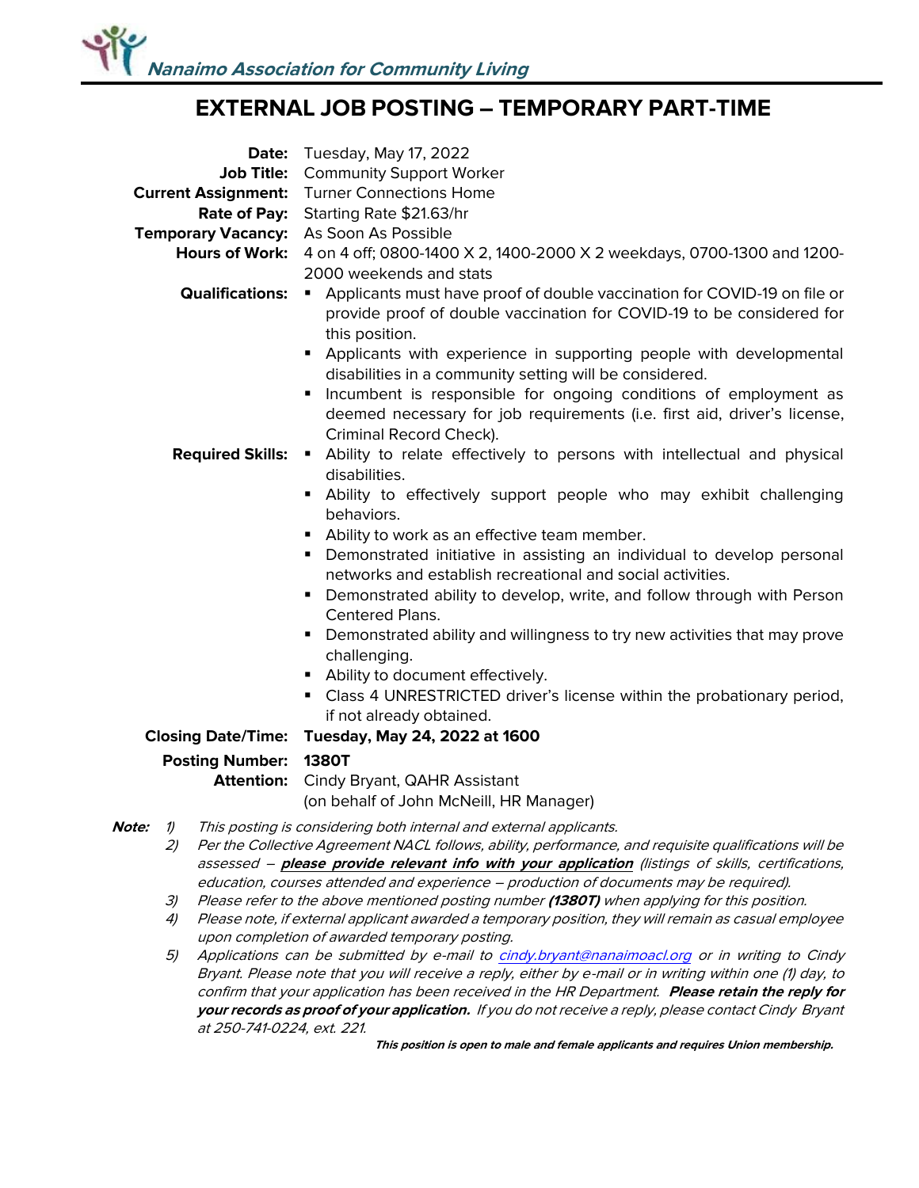Nanaimo Association for Community Living

# EXTERNAL JOB POSTING – TEMPORARY PART-TIME

**Date:** Tuesday, May 17, 2022

**Job Title:** Community Support Worker

**Current Assignment:** Turner Connections Home

**Rate of Pay:** Starting Rate $21.63/hr

**Temporary Vacancy:** As Soon As Possible

**Hours of Work:** 4 on 4 off; 0800-1400 X 2, 1400-2000 X 2 weekdays, 0700-1300 and 1200-2000 weekends and stats

**Qualifications:**
- Applicants must have proof of double vaccination for COVID-19 on file or provide proof of double vaccination for COVID-19 to be considered for this position.
- Applicants with experience in supporting people with developmental disabilities in a community setting will be considered.
- Incumbent is responsible for ongoing conditions of employment as deemed necessary for job requirements (i.e. first aid, driver's license, Criminal Record Check).

**Required Skills:**
- Ability to relate effectively to persons with intellectual and physical disabilities.
- Ability to effectively support people who may exhibit challenging behaviors.
- Ability to work as an effective team member.
- Demonstrated initiative in assisting an individual to develop personal networks and establish recreational and social activities.
- Demonstrated ability to develop, write, and follow through with Person Centered Plans.
- Demonstrated ability and willingness to try new activities that may prove challenging.
- Ability to document effectively.
- Class 4 UNRESTRICTED driver's license within the probationary period, if not already obtained.

**Closing Date/Time:** **Tuesday, May 24, 2022 at 1600**

**Posting Number:** **1380T**

**Attention:** Cindy Bryant, QAHR Assistant
(on behalf of John McNeill, HR Manager)

***Note:***
1) *This posting is considering both internal and external applicants.*
2) *Per the Collective Agreement NACL follows, ability, performance, and requisite qualifications will be assessed – **please provide relevant info with your application** (listings of skills, certifications, education, courses attended and experience – production of documents may be required).*
3) *Please refer to the above mentioned posting number **(1380T)** when applying for this position.*
4) *Please note, if external applicant awarded a temporary position, they will remain as casual employee upon completion of awarded temporary posting.*
5) *Applications can be submitted by e-mail to cindy.bryant@nanaimoacl.org or in writing to Cindy Bryant. Please note that you will receive a reply, either by e-mail or in writing within one (1) day, to confirm that your application has been received in the HR Department. **Please retain the reply for your records as proof of your application.** If you do not receive a reply, please contact Cindy Bryant at 250-741-0224, ext. 221.*

***This position is open to male and female applicants and requires Union membership.***